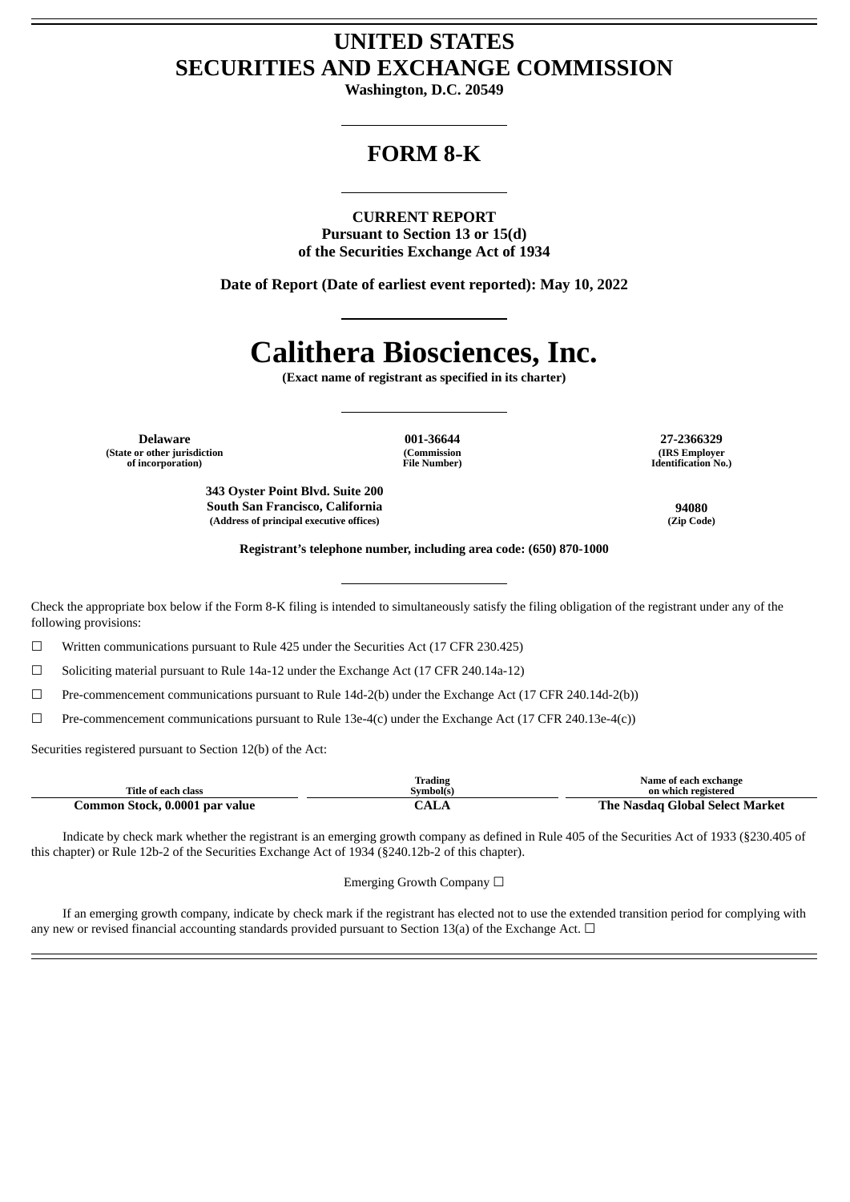# UNITED STATES
# SECURITIES AND EXCHANGE COMMISSION

**Washington, D.C. 20549**

---

## FORM 8-K

---

**CURRENT REPORT**
**Pursuant to Section 13 or 15(d)**
**of the Securities Exchange Act of 1934**

**Date of Report (Date of earliest event reported): May 10, 2022**

---

# Calithera Biosciences, Inc.

**(Exact name of registrant as specified in its charter)**

---

| Delaware | 001-36644 | 27-2366329 |
|---|---|---|
| (State or other jurisdiction of incorporation) | (Commission File Number) | (IRS Employer Identification No.) |

| 343 Oyster Point Blvd. Suite 200 South San Francisco, California | 94080 |
|---|---|
| (Address of principal executive offices) | (Zip Code) |

**Registrant's telephone number, including area code: (650) 870-1000**

---

Check the appropriate box below if the Form 8-K filing is intended to simultaneously satisfy the filing obligation of the registrant under any of the following provisions:

☐ Written communications pursuant to Rule 425 under the Securities Act (17 CFR 230.425)

☐ Soliciting material pursuant to Rule 14a-12 under the Exchange Act (17 CFR 240.14a-12)

☐ Pre-commencement communications pursuant to Rule 14d-2(b) under the Exchange Act (17 CFR 240.14d-2(b))

☐ Pre-commencement communications pursuant to Rule 13e-4(c) under the Exchange Act (17 CFR 240.13e-4(c))

Securities registered pursuant to Section 12(b) of the Act:

| Title of each class | Trading Symbol(s) | Name of each exchange on which registered |
|---|---|---|
| **Common Stock, 0.0001 par value** | **CALA** | **The Nasdaq Global Select Market** |

Indicate by check mark whether the registrant is an emerging growth company as defined in Rule 405 of the Securities Act of 1933 (§230.405 of this chapter) or Rule 12b-2 of the Securities Exchange Act of 1934 (§240.12b-2 of this chapter).

Emerging Growth Company ☐

If an emerging growth company, indicate by check mark if the registrant has elected not to use the extended transition period for complying with any new or revised financial accounting standards provided pursuant to Section 13(a) of the Exchange Act. ☐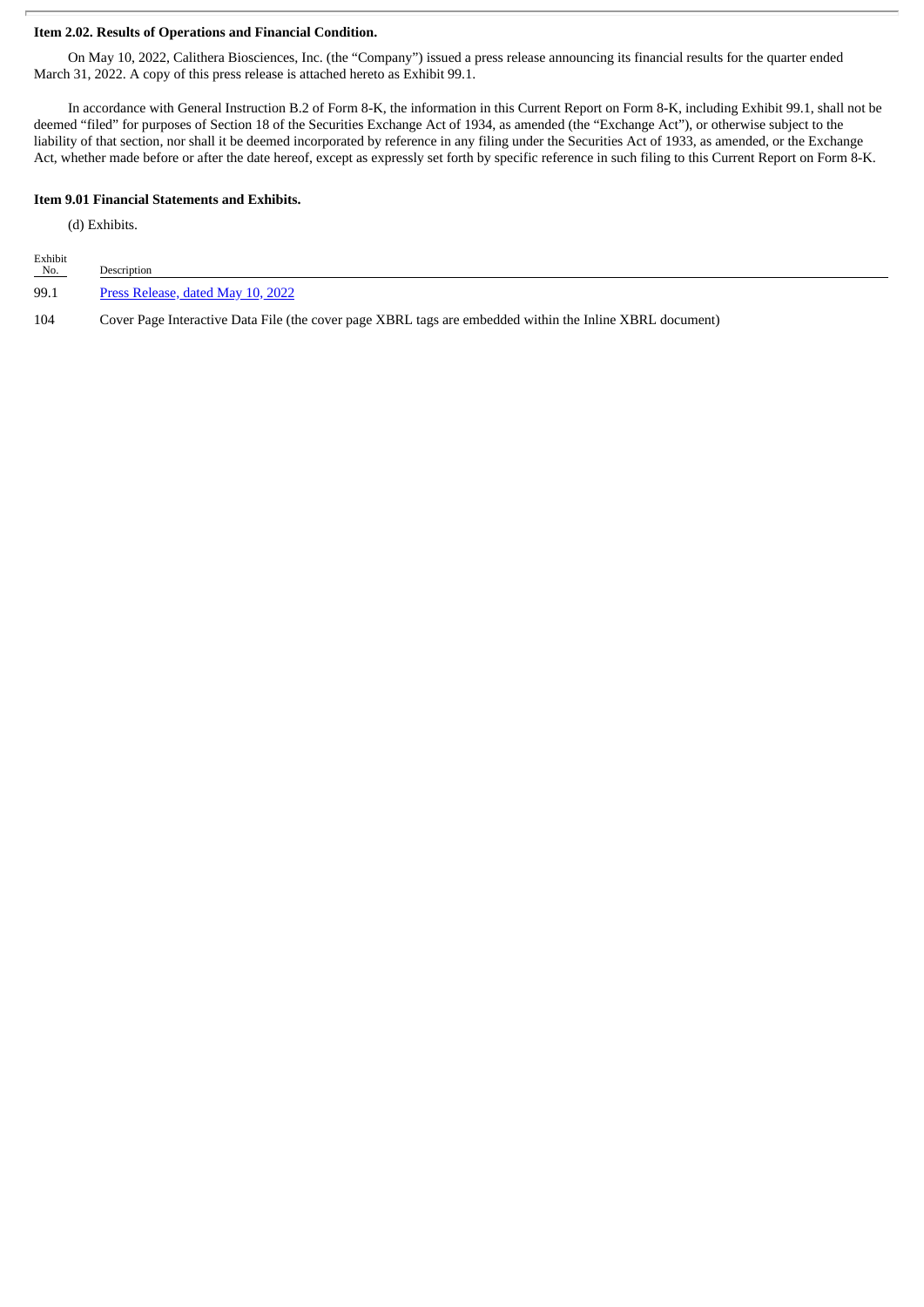**Item 2.02. Results of Operations and Financial Condition.**

On May 10, 2022, Calithera Biosciences, Inc. (the "Company") issued a press release announcing its financial results for the quarter ended March 31, 2022. A copy of this press release is attached hereto as Exhibit 99.1.

In accordance with General Instruction B.2 of Form 8-K, the information in this Current Report on Form 8-K, including Exhibit 99.1, shall not be deemed "filed" for purposes of Section 18 of the Securities Exchange Act of 1934, as amended (the "Exchange Act"), or otherwise subject to the liability of that section, nor shall it be deemed incorporated by reference in any filing under the Securities Act of 1933, as amended, or the Exchange Act, whether made before or after the date hereof, except as expressly set forth by specific reference in such filing to this Current Report on Form 8-K.

**Item 9.01 Financial Statements and Exhibits.**

(d) Exhibits.

| Exhibit No. | Description |
| --- | --- |
| 99.1 | Press Release, dated May 10, 2022 |
| 104 | Cover Page Interactive Data File (the cover page XBRL tags are embedded within the Inline XBRL document) |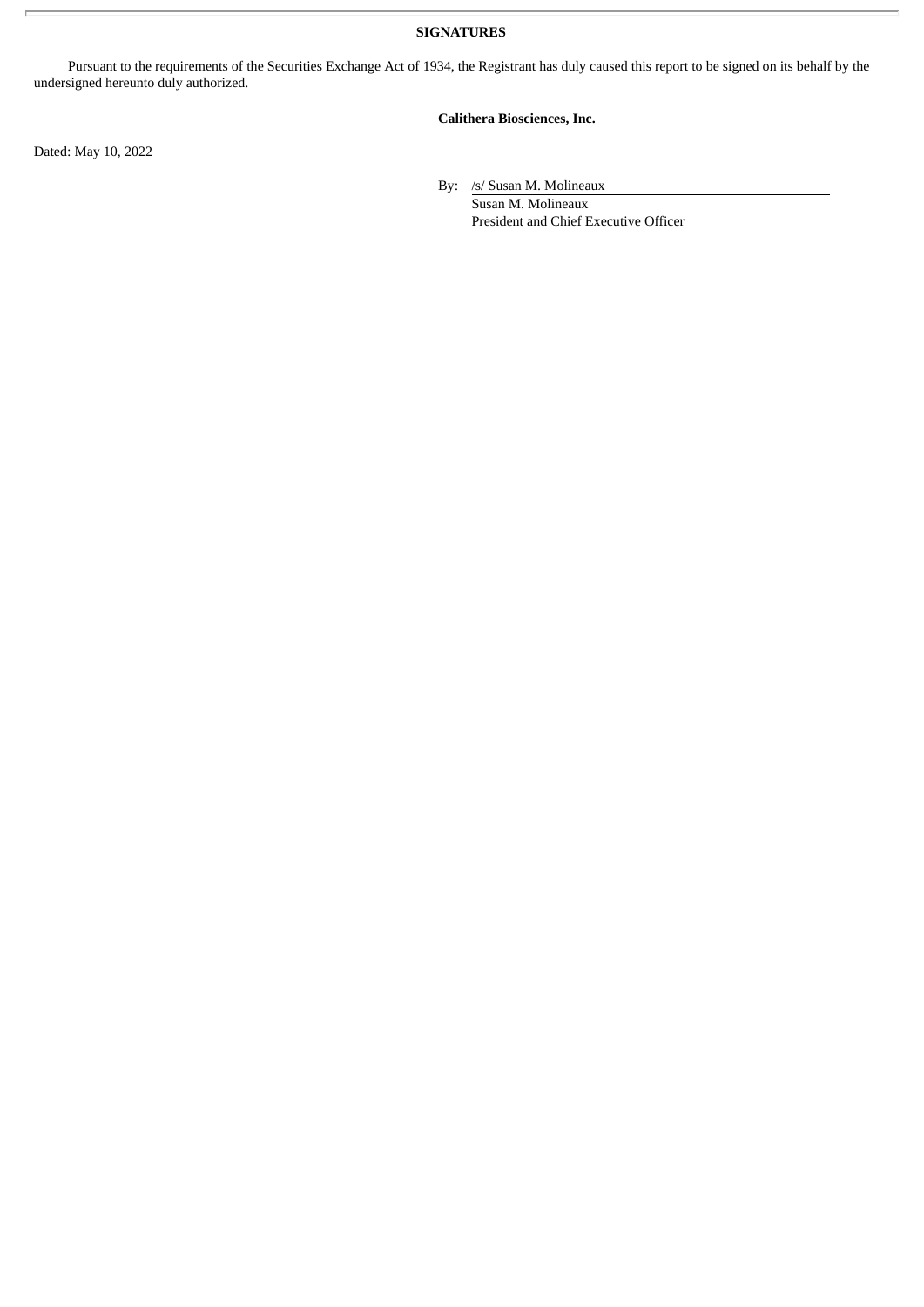**SIGNATURES**

Pursuant to the requirements of the Securities Exchange Act of 1934, the Registrant has duly caused this report to be signed on its behalf by the undersigned hereunto duly authorized.

**Calithera Biosciences, Inc.**

Dated: May 10, 2022

By: /s/ Susan M. Molineaux
Susan M. Molineaux
President and Chief Executive Officer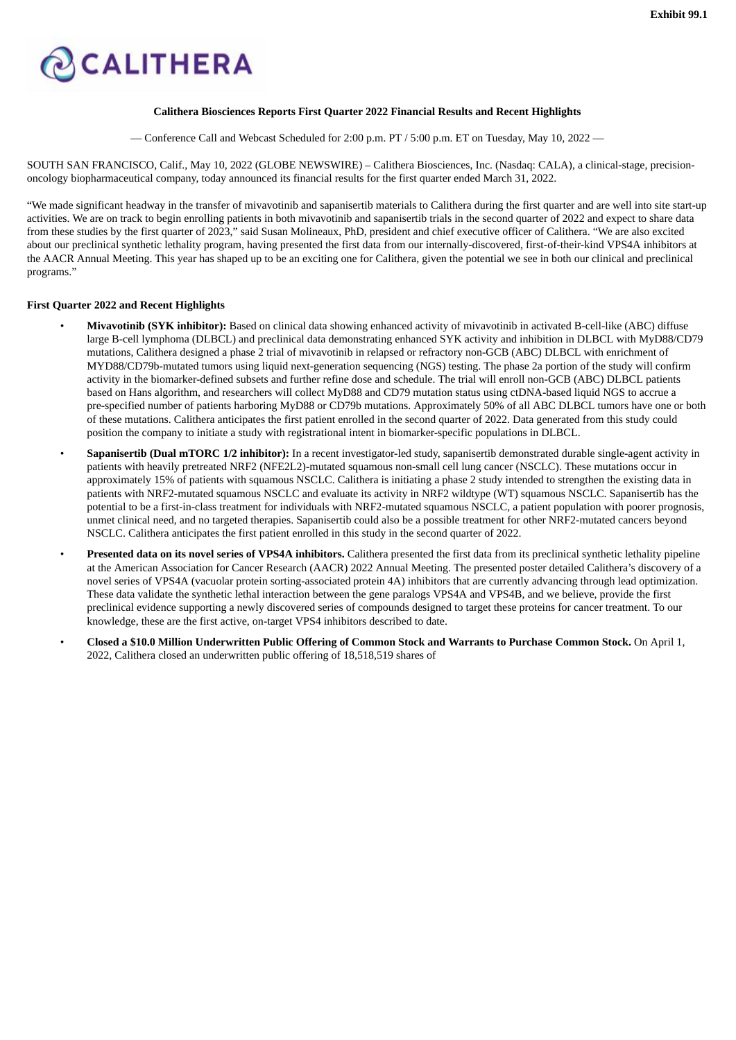Exhibit 99.1

CALITHERA

**Calithera Biosciences Reports First Quarter 2022 Financial Results and Recent Highlights**

— Conference Call and Webcast Scheduled for 2:00 p.m. PT / 5:00 p.m. ET on Tuesday, May 10, 2022 —

SOUTH SAN FRANCISCO, Calif., May 10, 2022 (GLOBE NEWSWIRE) – Calithera Biosciences, Inc. (Nasdaq: CALA), a clinical-stage, precision-oncology biopharmaceutical company, today announced its financial results for the first quarter ended March 31, 2022.

"We made significant headway in the transfer of mivavotinib and sapanisertib materials to Calithera during the first quarter and are well into site start-up activities. We are on track to begin enrolling patients in both mivavotinib and sapanisertib trials in the second quarter of 2022 and expect to share data from these studies by the first quarter of 2023," said Susan Molineaux, PhD, president and chief executive officer of Calithera. "We are also excited about our preclinical synthetic lethality program, having presented the first data from our internally-discovered, first-of-their-kind VPS4A inhibitors at the AACR Annual Meeting. This year has shaped up to be an exciting one for Calithera, given the potential we see in both our clinical and preclinical programs."

**First Quarter 2022 and Recent Highlights**

- **Mivavotinib (SYK inhibitor):** Based on clinical data showing enhanced activity of mivavotinib in activated B-cell-like (ABC) diffuse large B-cell lymphoma (DLBCL) and preclinical data demonstrating enhanced SYK activity and inhibition in DLBCL with MyD88/CD79 mutations, Calithera designed a phase 2 trial of mivavotinib in relapsed or refractory non-GCB (ABC) DLBCL with enrichment of MYD88/CD79b-mutated tumors using liquid next-generation sequencing (NGS) testing. The phase 2a portion of the study will confirm activity in the biomarker-defined subsets and further refine dose and schedule. The trial will enroll non-GCB (ABC) DLBCL patients based on Hans algorithm, and researchers will collect MyD88 and CD79 mutation status using ctDNA-based liquid NGS to accrue a pre-specified number of patients harboring MyD88 or CD79b mutations. Approximately 50% of all ABC DLBCL tumors have one or both of these mutations. Calithera anticipates the first patient enrolled in the second quarter of 2022. Data generated from this study could position the company to initiate a study with registrational intent in biomarker-specific populations in DLBCL.
- **Sapanisertib (Dual mTORC 1/2 inhibitor):** In a recent investigator-led study, sapanisertib demonstrated durable single-agent activity in patients with heavily pretreated NRF2 (NFE2L2)-mutated squamous non-small cell lung cancer (NSCLC). These mutations occur in approximately 15% of patients with squamous NSCLC. Calithera is initiating a phase 2 study intended to strengthen the existing data in patients with NRF2-mutated squamous NSCLC and evaluate its activity in NRF2 wildtype (WT) squamous NSCLC. Sapanisertib has the potential to be a first-in-class treatment for individuals with NRF2-mutated squamous NSCLC, a patient population with poorer prognosis, unmet clinical need, and no targeted therapies. Sapanisertib could also be a possible treatment for other NRF2-mutated cancers beyond NSCLC. Calithera anticipates the first patient enrolled in this study in the second quarter of 2022.
- **Presented data on its novel series of VPS4A inhibitors.** Calithera presented the first data from its preclinical synthetic lethality pipeline at the American Association for Cancer Research (AACR) 2022 Annual Meeting. The presented poster detailed Calithera's discovery of a novel series of VPS4A (vacuolar protein sorting-associated protein 4A) inhibitors that are currently advancing through lead optimization. These data validate the synthetic lethal interaction between the gene paralogs VPS4A and VPS4B, and we believe, provide the first preclinical evidence supporting a newly discovered series of compounds designed to target these proteins for cancer treatment. To our knowledge, these are the first active, on-target VPS4 inhibitors described to date.
- **Closed a $10.0 Million Underwritten Public Offering of Common Stock and Warrants to Purchase Common Stock.** On April 1, 2022, Calithera closed an underwritten public offering of 18,518,519 shares of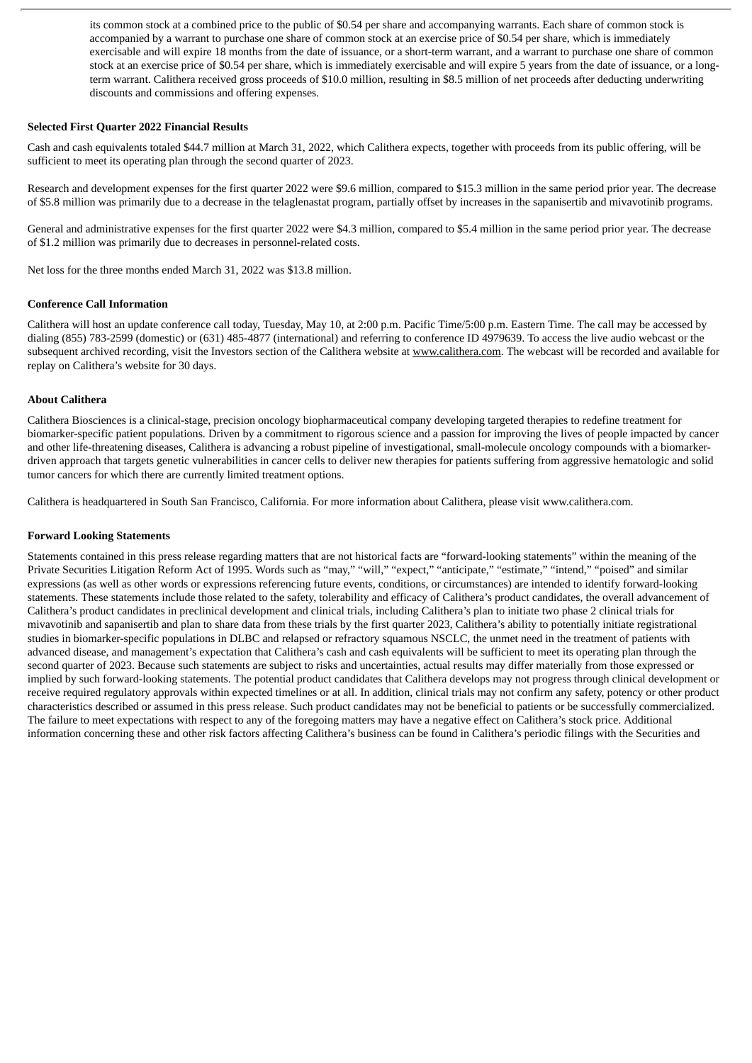its common stock at a combined price to the public of $0.54 per share and accompanying warrants. Each share of common stock is accompanied by a warrant to purchase one share of common stock at an exercise price of $0.54 per share, which is immediately exercisable and will expire 18 months from the date of issuance, or a short-term warrant, and a warrant to purchase one share of common stock at an exercise price of $0.54 per share, which is immediately exercisable and will expire 5 years from the date of issuance, or a long-term warrant. Calithera received gross proceeds of $10.0 million, resulting in $8.5 million of net proceeds after deducting underwriting discounts and commissions and offering expenses.

**Selected First Quarter 2022 Financial Results**

Cash and cash equivalents totaled $44.7 million at March 31, 2022, which Calithera expects, together with proceeds from its public offering, will be sufficient to meet its operating plan through the second quarter of 2023.

Research and development expenses for the first quarter 2022 were $9.6 million, compared to $15.3 million in the same period prior year. The decrease of $5.8 million was primarily due to a decrease in the telaglenastat program, partially offset by increases in the sapanisertib and mivavotinib programs.

General and administrative expenses for the first quarter 2022 were $4.3 million, compared to $5.4 million in the same period prior year. The decrease of $1.2 million was primarily due to decreases in personnel-related costs.

Net loss for the three months ended March 31, 2022 was $13.8 million.

**Conference Call Information**

Calithera will host an update conference call today, Tuesday, May 10, at 2:00 p.m. Pacific Time/5:00 p.m. Eastern Time. The call may be accessed by dialing (855) 783-2599 (domestic) or (631) 485-4877 (international) and referring to conference ID 4979639. To access the live audio webcast or the subsequent archived recording, visit the Investors section of the Calithera website at www.calithera.com. The webcast will be recorded and available for replay on Calithera's website for 30 days.

**About Calithera**

Calithera Biosciences is a clinical-stage, precision oncology biopharmaceutical company developing targeted therapies to redefine treatment for biomarker-specific patient populations. Driven by a commitment to rigorous science and a passion for improving the lives of people impacted by cancer and other life-threatening diseases, Calithera is advancing a robust pipeline of investigational, small-molecule oncology compounds with a biomarker-driven approach that targets genetic vulnerabilities in cancer cells to deliver new therapies for patients suffering from aggressive hematologic and solid tumor cancers for which there are currently limited treatment options.

Calithera is headquartered in South San Francisco, California. For more information about Calithera, please visit www.calithera.com.

**Forward Looking Statements**

Statements contained in this press release regarding matters that are not historical facts are "forward-looking statements" within the meaning of the Private Securities Litigation Reform Act of 1995. Words such as "may," "will," "expect," "anticipate," "estimate," "intend," "poised" and similar expressions (as well as other words or expressions referencing future events, conditions, or circumstances) are intended to identify forward-looking statements. These statements include those related to the safety, tolerability and efficacy of Calithera's product candidates, the overall advancement of Calithera's product candidates in preclinical development and clinical trials, including Calithera's plan to initiate two phase 2 clinical trials for mivavotinib and sapanisertib and plan to share data from these trials by the first quarter 2023, Calithera's ability to potentially initiate registrational studies in biomarker-specific populations in DLBC and relapsed or refractory squamous NSCLC, the unmet need in the treatment of patients with advanced disease, and management's expectation that Calithera's cash and cash equivalents will be sufficient to meet its operating plan through the second quarter of 2023. Because such statements are subject to risks and uncertainties, actual results may differ materially from those expressed or implied by such forward-looking statements. The potential product candidates that Calithera develops may not progress through clinical development or receive required regulatory approvals within expected timelines or at all. In addition, clinical trials may not confirm any safety, potency or other product characteristics described or assumed in this press release. Such product candidates may not be beneficial to patients or be successfully commercialized. The failure to meet expectations with respect to any of the foregoing matters may have a negative effect on Calithera's stock price. Additional information concerning these and other risk factors affecting Calithera's business can be found in Calithera's periodic filings with the Securities and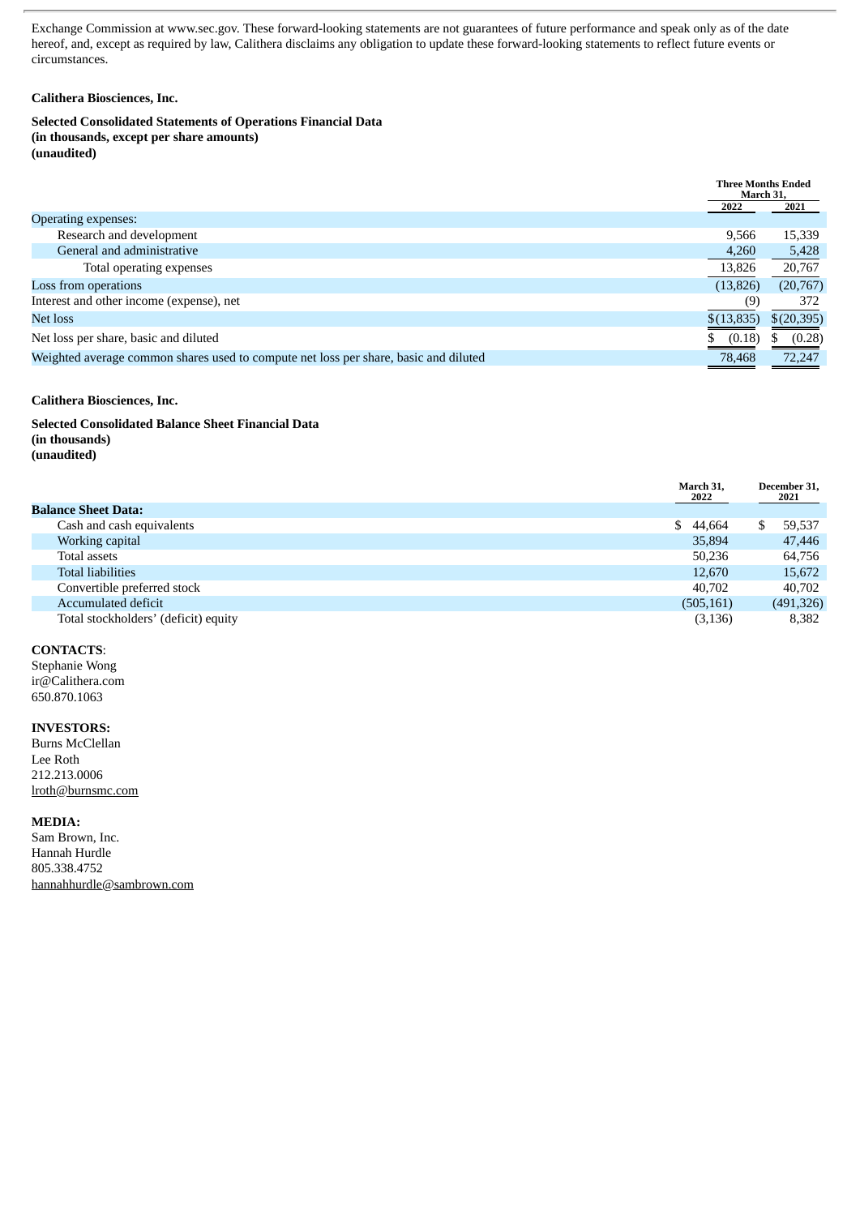Exchange Commission at www.sec.gov. These forward-looking statements are not guarantees of future performance and speak only as of the date hereof, and, except as required by law, Calithera disclaims any obligation to update these forward-looking statements to reflect future events or circumstances.

**Calithera Biosciences, Inc.**

**Selected Consolidated Statements of Operations Financial Data**
**(in thousands, except per share amounts)**
**(unaudited)**

| | Three Months Ended March 31, | |
|---|---|---|
| | 2022 | 2021 |
| Operating expenses: | | |
| Research and development | 9,566 | 15,339 |
| General and administrative | 4,260 | 5,428 |
| Total operating expenses | 13,826 | 20,767 |
| Loss from operations | (13,826) | (20,767) |
| Interest and other income (expense), net | (9) | 372 |
| Net loss | $(13,835) | $(20,395) |
| Net loss per share, basic and diluted | $ (0.18) | $ (0.28) |
| Weighted average common shares used to compute net loss per share, basic and diluted | 78,468 | 72,247 |

**Calithera Biosciences, Inc.**

**Selected Consolidated Balance Sheet Financial Data**
**(in thousands)**
**(unaudited)**

| | March 31, 2022 | December 31, 2021 |
|---|---|---|
| **Balance Sheet Data:** | | |
| Cash and cash equivalents | $ 44,664 | $ 59,537 |
| Working capital | 35,894 | 47,446 |
| Total assets | 50,236 | 64,756 |
| Total liabilities | 12,670 | 15,672 |
| Convertible preferred stock | 40,702 | 40,702 |
| Accumulated deficit | (505,161) | (491,326) |
| Total stockholders' (deficit) equity | (3,136) | 8,382 |

**CONTACTS**:
Stephanie Wong
ir@Calithera.com
650.870.1063

**INVESTORS:**
Burns McClellan
Lee Roth
212.213.0006
lroth@burnsmc.com

**MEDIA:**
Sam Brown, Inc.
Hannah Hurdle
805.338.4752
hannahhurdle@sambrown.com